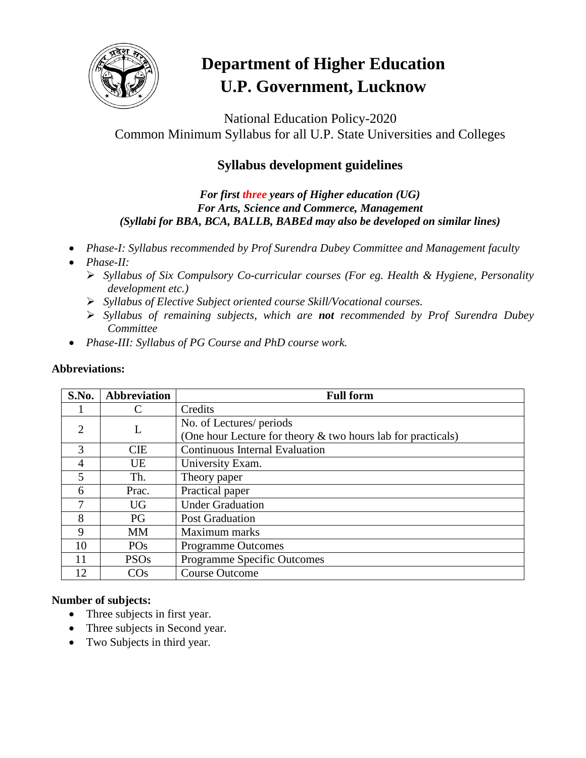# Department of Higher Education
# U.P. Government, Lucknow

National Education Policy-2020
Common Minimum Syllabus for all U.P. State Universities and Colleges

## Syllabus development guidelines

***For first three years of Higher education (UG)***
***For Arts, Science and Commerce, Management***
***(Syllabi for BBA, BCA, BALLB, BABEd may also be developed on similar lines)***

- *Phase-I: Syllabus recommended by Prof Surendra Dubey Committee and Management faculty*
- *Phase-II:*
  - *Syllabus of Six Compulsory Co-curricular courses (For eg. Health & Hygiene, Personality development etc.)*
  - *Syllabus of Elective Subject oriented course Skill/Vocational courses.*
  - *Syllabus of remaining subjects, which are **not** recommended by Prof Surendra Dubey Committee*
- *Phase-III: Syllabus of PG Course and PhD course work.*

**Abbreviations:**

| S.No. | Abbreviation | Full form |
|---|---|---|
| 1 | C | Credits |
| 2 | L | No. of Lectures/ periods (One hour Lecture for theory & two hours lab for practicals) |
| 3 | CIE | Continuous Internal Evaluation |
| 4 | UE | University Exam. |
| 5 | Th. | Theory paper |
| 6 | Prac. | Practical paper |
| 7 | UG | Under Graduation |
| 8 | PG | Post Graduation |
| 9 | MM | Maximum marks |
| 10 | POs | Programme Outcomes |
| 11 | PSOs | Programme Specific Outcomes |
| 12 | COs | Course Outcome |

**Number of subjects:**

- Three subjects in first year.
- Three subjects in Second year.
- Two Subjects in third year.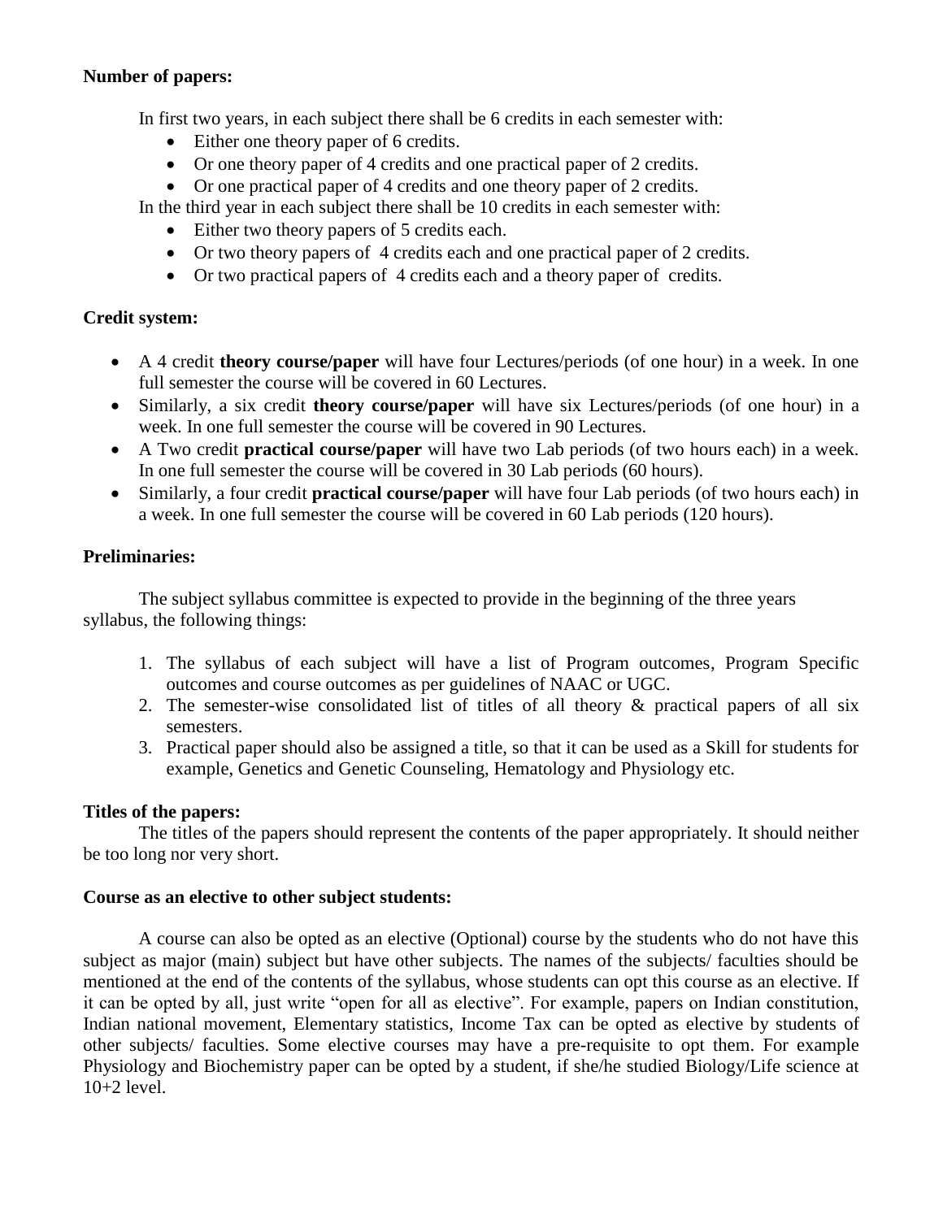**Number of papers:**

In first two years, in each subject there shall be 6 credits in each semester with:

- Either one theory paper of 6 credits.
- Or one theory paper of 4 credits and one practical paper of 2 credits.
- Or one practical paper of 4 credits and one theory paper of 2 credits.

In the third year in each subject there shall be 10 credits in each semester with:

- Either two theory papers of 5 credits each.
- Or two theory papers of 4 credits each and one practical paper of 2 credits.
- Or two practical papers of 4 credits each and a theory paper of credits.

**Credit system:**

- A 4 credit **theory course/paper** will have four Lectures/periods (of one hour) in a week. In one full semester the course will be covered in 60 Lectures.
- Similarly, a six credit **theory course/paper** will have six Lectures/periods (of one hour) in a week. In one full semester the course will be covered in 90 Lectures.
- A Two credit **practical course/paper** will have two Lab periods (of two hours each) in a week. In one full semester the course will be covered in 30 Lab periods (60 hours).
- Similarly, a four credit **practical course/paper** will have four Lab periods (of two hours each) in a week. In one full semester the course will be covered in 60 Lab periods (120 hours).

**Preliminaries:**

The subject syllabus committee is expected to provide in the beginning of the three years syllabus, the following things:

1. The syllabus of each subject will have a list of Program outcomes, Program Specific outcomes and course outcomes as per guidelines of NAAC or UGC.
2. The semester-wise consolidated list of titles of all theory & practical papers of all six semesters.
3. Practical paper should also be assigned a title, so that it can be used as a Skill for students for example, Genetics and Genetic Counseling, Hematology and Physiology etc.

**Titles of the papers:**

The titles of the papers should represent the contents of the paper appropriately. It should neither be too long nor very short.

**Course as an elective to other subject students:**

A course can also be opted as an elective (Optional) course by the students who do not have this subject as major (main) subject but have other subjects. The names of the subjects/ faculties should be mentioned at the end of the contents of the syllabus, whose students can opt this course as an elective. If it can be opted by all, just write "open for all as elective". For example, papers on Indian constitution, Indian national movement, Elementary statistics, Income Tax can be opted as elective by students of other subjects/ faculties. Some elective courses may have a pre-requisite to opt them. For example Physiology and Biochemistry paper can be opted by a student, if she/he studied Biology/Life science at 10+2 level.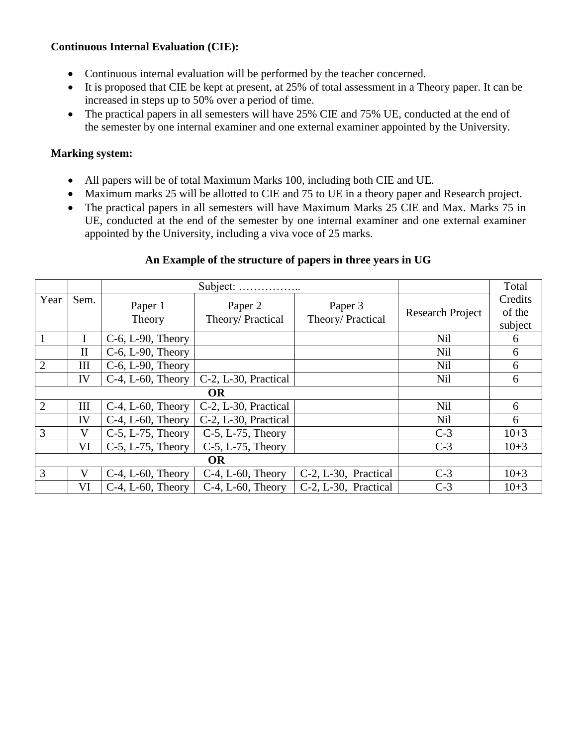**Continuous Internal Evaluation (CIE):**

- Continuous internal evaluation will be performed by the teacher concerned.
- It is proposed that CIE be kept at present, at 25% of total assessment in a Theory paper. It can be increased in steps up to 50% over a period of time.
- The practical papers in all semesters will have 25% CIE and 75% UE, conducted at the end of the semester by one internal examiner and one external examiner appointed by the University.

**Marking system:**

- All papers will be of total Maximum Marks 100, including both CIE and UE.
- Maximum marks 25 will be allotted to CIE and 75 to UE in a theory paper and Research project.
- The practical papers in all semesters will have Maximum Marks 25 CIE and Max. Marks 75 in UE, conducted at the end of the semester by one internal examiner and one external examiner appointed by the University, including a viva voce of 25 marks.

**An Example of the structure of papers in three years in UG**

| | | Subject: …………….. | | | | Total |
|---|---|---|---|---|---|---|
| Year | Sem. | Paper 1 Theory | Paper 2 Theory/ Practical | Paper 3 Theory/ Practical | Research Project | Credits of the subject |
| 1 | I | C-6, L-90, Theory | | | Nil | 6 |
| | II | C-6, L-90, Theory | | | Nil | 6 |
| 2 | III | C-6, L-90, Theory | | | Nil | 6 |
| | IV | C-4, L-60, Theory | C-2, L-30, Practical | | Nil | 6 |
| | | **OR** | | | | |
| 2 | III | C-4, L-60, Theory | C-2, L-30, Practical | | Nil | 6 |
| | IV | C-4, L-60, Theory | C-2, L-30, Practical | | Nil | 6 |
| 3 | V | C-5, L-75, Theory | C-5, L-75, Theory | | C-3 | 10+3 |
| | VI | C-5, L-75, Theory | C-5, L-75, Theory | | C-3 | 10+3 |
| | | **OR** | | | | |
| 3 | V | C-4, L-60, Theory | C-4, L-60, Theory | C-2, L-30, Practical | C-3 | 10+3 |
| | VI | C-4, L-60, Theory | C-4, L-60, Theory | C-2, L-30, Practical | C-3 | 10+3 |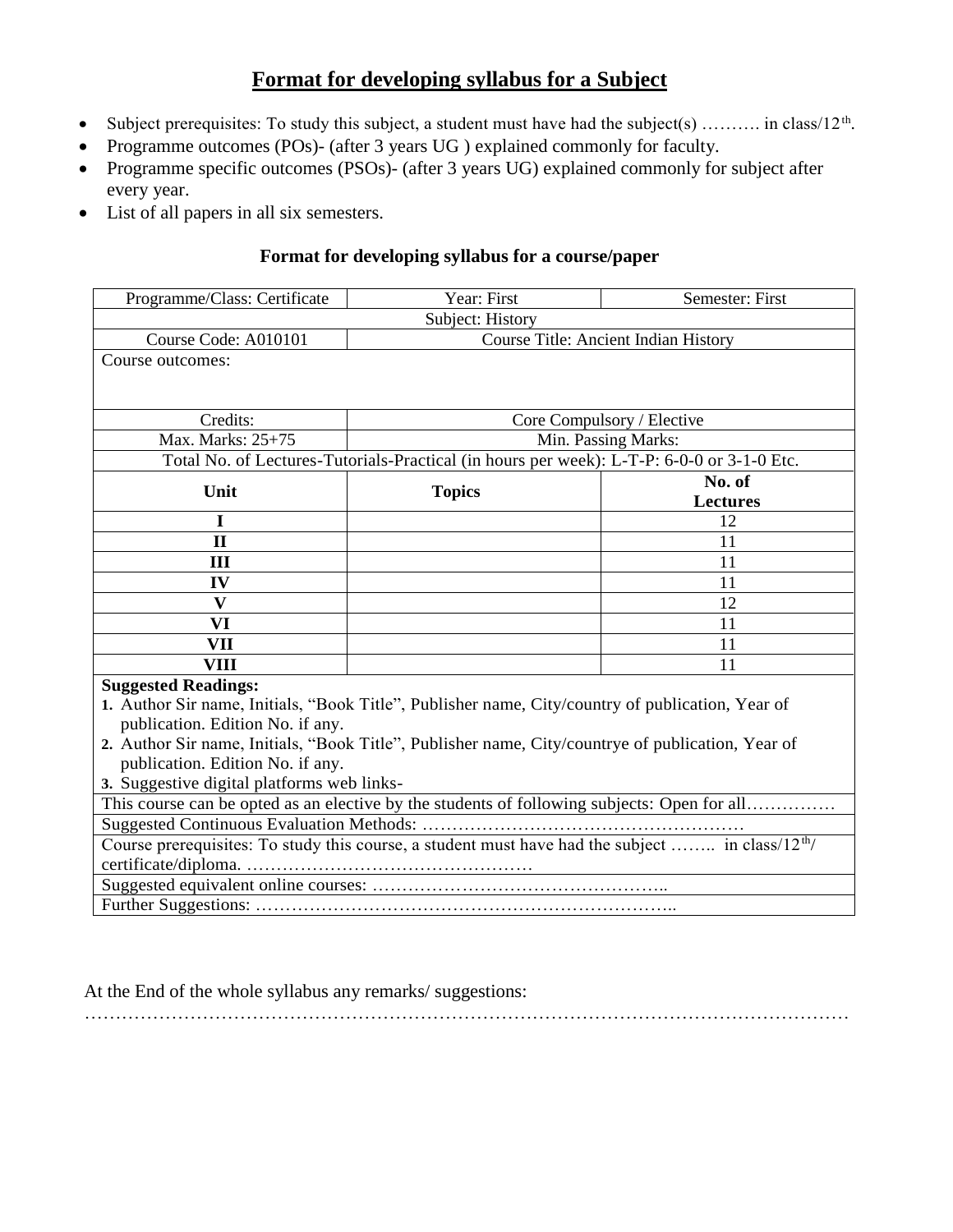## Format for developing syllabus for a Subject

- Subject prerequisites: To study this subject, a student must have had the subject(s) ………. in class/12th.
- Programme outcomes (POs)- (after 3 years UG ) explained commonly for faculty.
- Programme specific outcomes (PSOs)- (after 3 years UG) explained commonly for subject after every year.
- List of all papers in all six semesters.

### Format for developing syllabus for a course/paper

| Programme/Class: Certificate | Year: First | Semester: First |
|---|---|---|
| Subject: History | | |
| Course Code: A010101 | Course Title: Ancient Indian History | |
| Course outcomes: | | |
| Credits: | Core Compulsory / Elective | |
| Max. Marks: 25+75 | Min. Passing Marks: | |
| Total No. of Lectures-Tutorials-Practical (in hours per week): L-T-P: 6-0-0 or 3-1-0 Etc. | | |
| **Unit** | **Topics** | **No. of Lectures** |
| **I** | | 12 |
| **II** | | 11 |
| **III** | | 11 |
| **IV** | | 11 |
| **V** | | 12 |
| **VI** | | 11 |
| **VII** | | 11 |
| **VIII** | | 11 |
| **Suggested Readings:** 1. Author Sir name, Initials, "Book Title", Publisher name, City/country of publication, Year of publication. Edition No. if any. 2. Author Sir name, Initials, "Book Title", Publisher name, City/countrye of publication, Year of publication. Edition No. if any. 3. Suggestive digital platforms web links- | | |
| This course can be opted as an elective by the students of following subjects: Open for all…………… | | |
| Suggested Continuous Evaluation Methods: ……………………………………………… | | |
| Course prerequisites: To study this course, a student must have had the subject …….. in class/12th/ certificate/diploma. ………………………………………… | | |
| Suggested equivalent online courses: ………………………………………….. | | |
| Further Suggestions: ……………………………………………………………….. | | |

At the End of the whole syllabus any remarks/ suggestions:
………………………………………………………………………………………………………